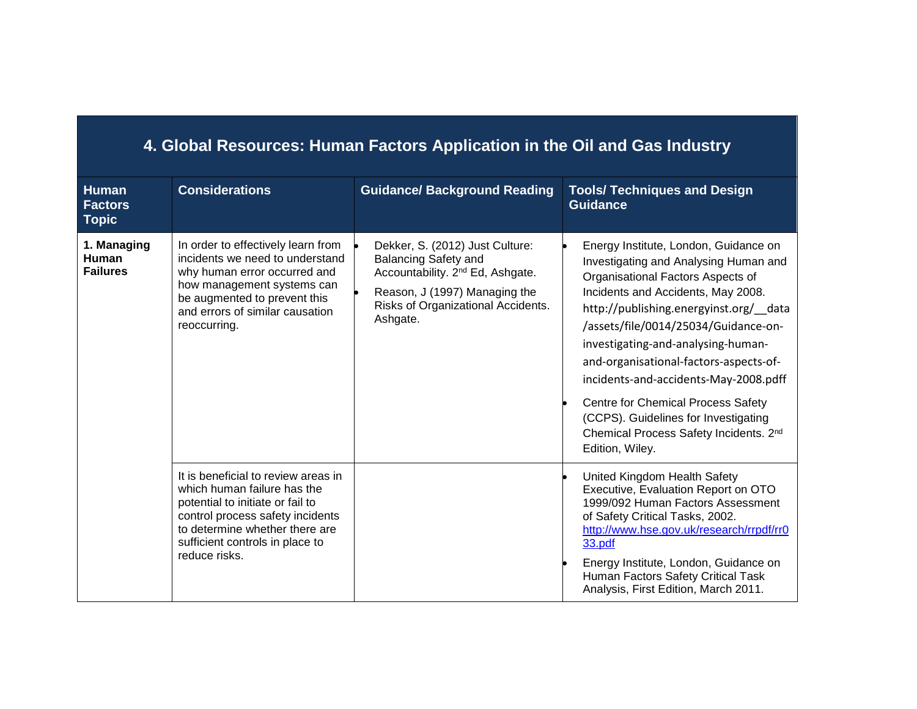# 4. Global Resources: Human Factors Application in the Oil and Gas Industry

| Human Factors Topic | Considerations | Guidance/ Background Reading | Tools/ Techniques and Design Guidance |
|---|---|---|---|
| **1. Managing Human Failures** | In order to effectively learn from incidents we need to understand why human error occurred and how management systems can be augmented to prevent this and errors of similar causation reoccurring. | • Dekker, S. (2012) Just Culture: Balancing Safety and Accountability. 2nd Ed, Ashgate.<br>• Reason, J (1997) Managing the Risks of Organizational Accidents. Ashgate. | • Energy Institute, London, Guidance on Investigating and Analysing Human and Organisational Factors Aspects of Incidents and Accidents, May 2008. http://publishing.energyinst.org/__data/assets/file/0014/25034/Guidance-on-investigating-and-analysing-human-and-organisational-factors-aspects-of-incidents-and-accidents-May-2008.pdff<br>• Centre for Chemical Process Safety (CCPS). Guidelines for Investigating Chemical Process Safety Incidents. 2nd Edition, Wiley. |
| | It is beneficial to review areas in which human failure has the potential to initiate or fail to control process safety incidents to determine whether there are sufficient controls in place to reduce risks. | | • United Kingdom Health Safety Executive, Evaluation Report on OTO 1999/092 Human Factors Assessment of Safety Critical Tasks, 2002. http://www.hse.gov.uk/research/rrpdf/rr033.pdf<br>• Energy Institute, London, Guidance on Human Factors Safety Critical Task Analysis, First Edition, March 2011. |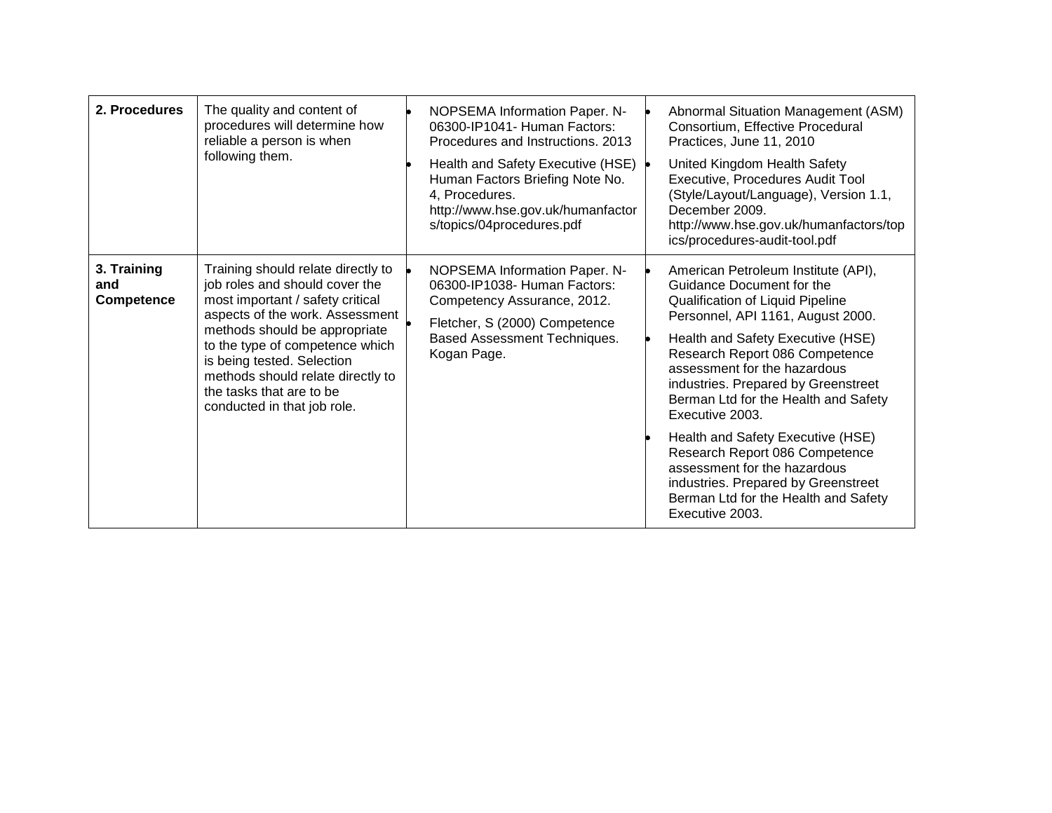| **2. Procedures** | The quality and content of procedures will determine how reliable a person is when following them. | • NOPSEMA Information Paper. N-06300-IP1041- Human Factors: Procedures and Instructions. 2013<br>• Health and Safety Executive (HSE) Human Factors Briefing Note No. 4, Procedures. http://www.hse.gov.uk/humanfactors/topics/04procedures.pdf | • Abnormal Situation Management (ASM) Consortium, Effective Procedural Practices, June 11, 2010<br>• United Kingdom Health Safety Executive, Procedures Audit Tool (Style/Layout/Language), Version 1.1, December 2009. http://www.hse.gov.uk/humanfactors/topics/procedures-audit-tool.pdf |
|---|---|---|---|
| **3. Training and Competence** | Training should relate directly to job roles and should cover the most important / safety critical aspects of the work. Assessment methods should be appropriate to the type of competence which is being tested. Selection methods should relate directly to the tasks that are to be conducted in that job role. | • NOPSEMA Information Paper. N-06300-IP1038- Human Factors: Competency Assurance, 2012.<br>• Fletcher, S (2000) Competence Based Assessment Techniques. Kogan Page. | • American Petroleum Institute (API), Guidance Document for the Qualification of Liquid Pipeline Personnel, API 1161, August 2000.<br>• Health and Safety Executive (HSE) Research Report 086 Competence assessment for the hazardous industries. Prepared by Greenstreet Berman Ltd for the Health and Safety Executive 2003.<br>• Health and Safety Executive (HSE) Research Report 086 Competence assessment for the hazardous industries. Prepared by Greenstreet Berman Ltd for the Health and Safety Executive 2003. |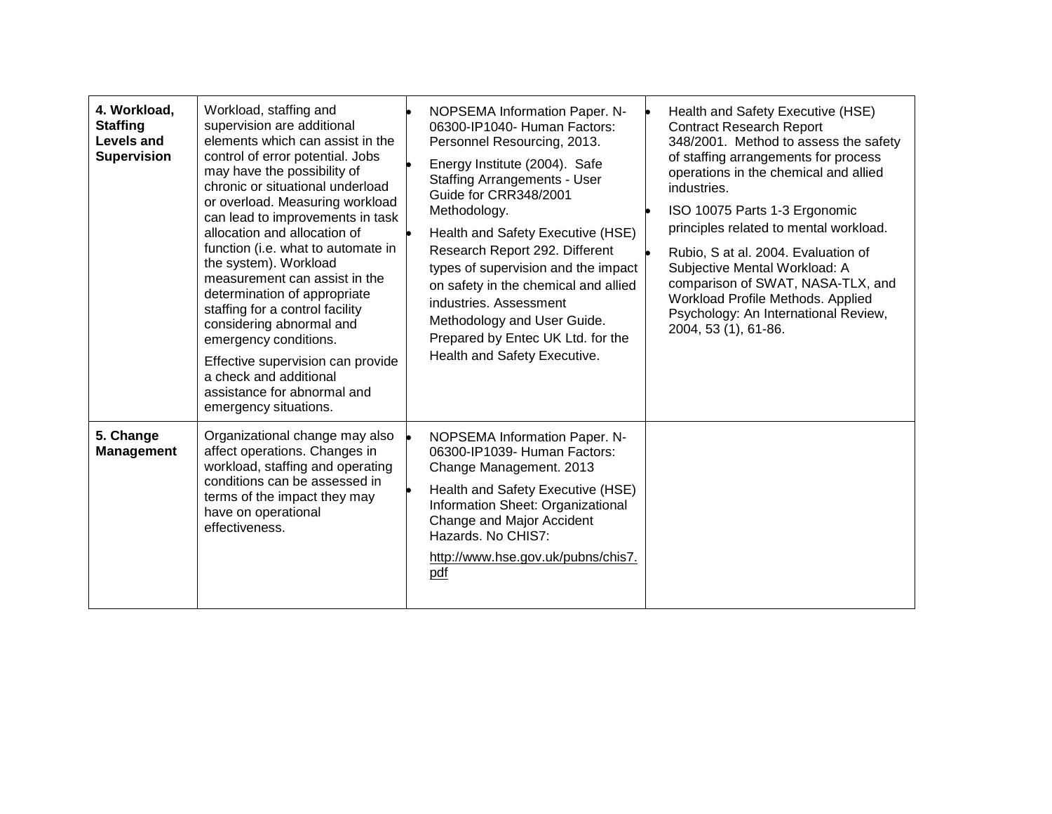| | | | |
|---|---|---|---|
| **4. Workload, Staffing Levels and Supervision** | Workload, staffing and supervision are additional elements which can assist in the control of error potential. Jobs may have the possibility of chronic or situational underload or overload. Measuring workload can lead to improvements in task allocation and allocation of function (i.e. what to automate in the system). Workload measurement can assist in the determination of appropriate staffing for a control facility considering abnormal and emergency conditions.<br><br>Effective supervision can provide a check and additional assistance for abnormal and emergency situations. | • NOPSEMA Information Paper. N-06300-IP1040- Human Factors: Personnel Resourcing, 2013.<br>• Energy Institute (2004). Safe Staffing Arrangements - User Guide for CRR348/2001 Methodology.<br>• Health and Safety Executive (HSE) Research Report 292. Different types of supervision and the impact on safety in the chemical and allied industries. Assessment Methodology and User Guide. Prepared by Entec UK Ltd. for the Health and Safety Executive. | • Health and Safety Executive (HSE) Contract Research Report 348/2001. Method to assess the safety of staffing arrangements for process operations in the chemical and allied industries.<br>• ISO 10075 Parts 1-3 Ergonomic principles related to mental workload.<br>• Rubio, S at al. 2004. Evaluation of Subjective Mental Workload: A comparison of SWAT, NASA-TLX, and Workload Profile Methods. Applied Psychology: An International Review, 2004, 53 (1), 61-86. |
| **5. Change Management** | Organizational change may also affect operations. Changes in workload, staffing and operating conditions can be assessed in terms of the impact they may have on operational effectiveness. | • NOPSEMA Information Paper. N-06300-IP1039- Human Factors: Change Management. 2013<br>• Health and Safety Executive (HSE) Information Sheet: Organizational Change and Major Accident Hazards. No CHIS7:<br>http://www.hse.gov.uk/pubns/chis7.pdf | |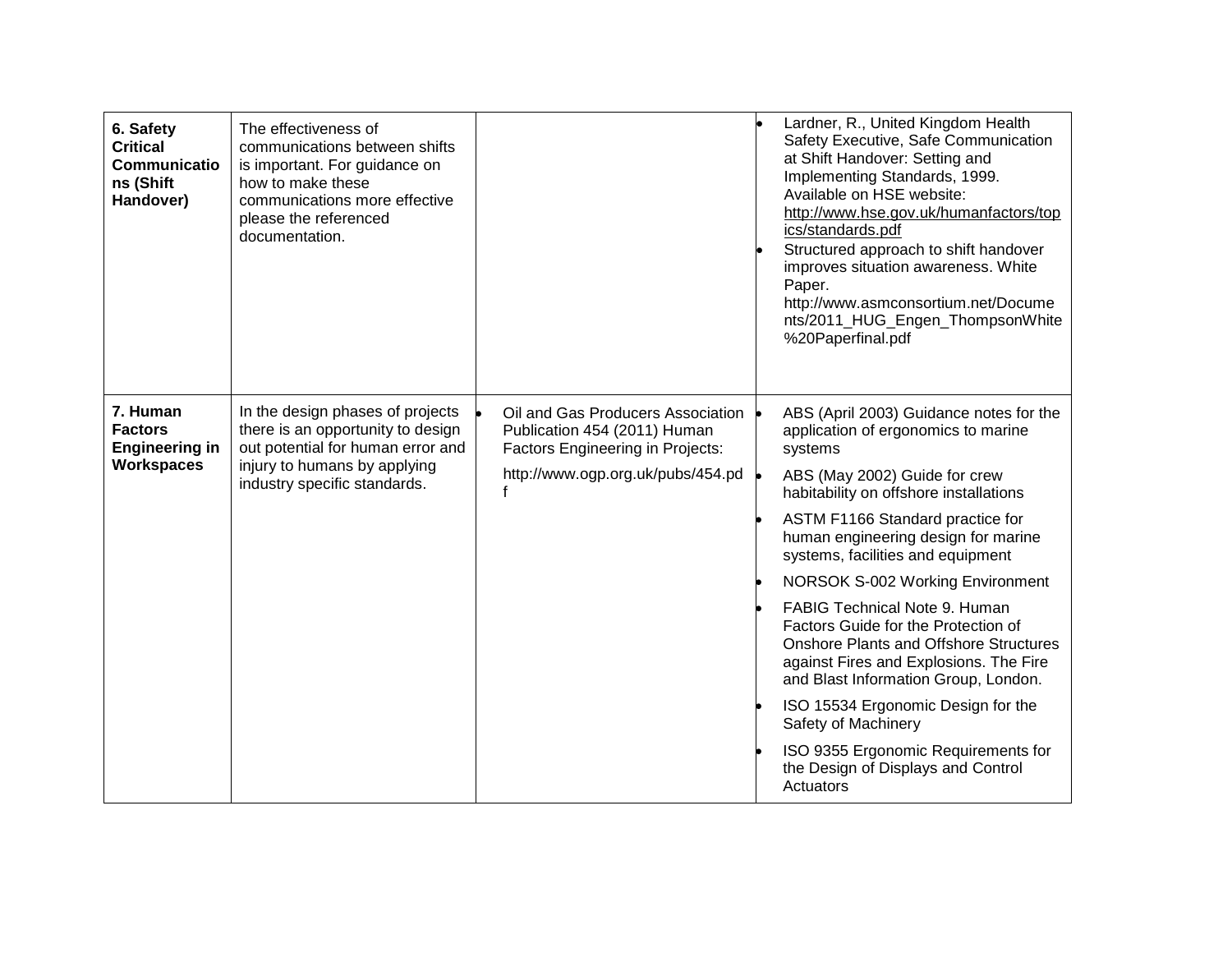| | | | |
|---|---|---|---|
| **6. Safety Critical Communications (Shift Handover)** | The effectiveness of communications between shifts is important. For guidance on how to make these communications more effective please the referenced documentation. | | • Lardner, R., United Kingdom Health Safety Executive, Safe Communication at Shift Handover: Setting and Implementing Standards, 1999. Available on HSE website: http://www.hse.gov.uk/humanfactors/topics/standards.pdf<br>• Structured approach to shift handover improves situation awareness. White Paper. http://www.asmconsortium.net/Documents/2011_HUG_Engen_ThompsonWhite%20Paperfinal.pdf |
| **7. Human Factors Engineering in Workspaces** | In the design phases of projects there is an opportunity to design out potential for human error and injury to humans by applying industry specific standards. | • Oil and Gas Producers Association Publication 454 (2011) Human Factors Engineering in Projects:<br>http://www.ogp.org.uk/pubs/454.pdf | • ABS (April 2003) Guidance notes for the application of ergonomics to marine systems<br>• ABS (May 2002) Guide for crew habitability on offshore installations<br>• ASTM F1166 Standard practice for human engineering design for marine systems, facilities and equipment<br>• NORSOK S-002 Working Environment<br>• FABIG Technical Note 9. Human Factors Guide for the Protection of Onshore Plants and Offshore Structures against Fires and Explosions. The Fire and Blast Information Group, London.<br>• ISO 15534 Ergonomic Design for the Safety of Machinery<br>• ISO 9355 Ergonomic Requirements for the Design of Displays and Control Actuators |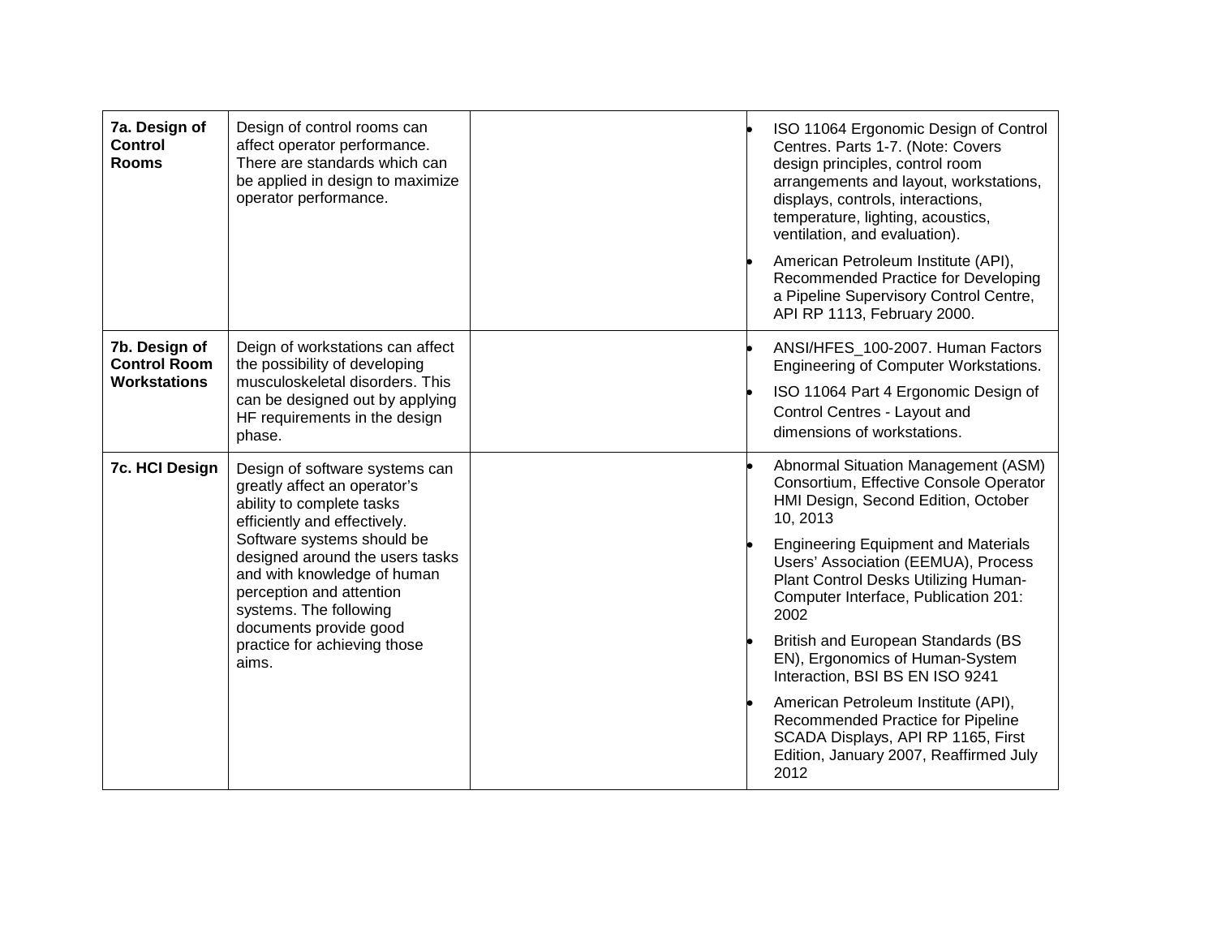| | | | |
|---|---|---|---|
| **7a. Design of Control Rooms** | Design of control rooms can affect operator performance. There are standards which can be applied in design to maximize operator performance. | | • ISO 11064 Ergonomic Design of Control Centres. Parts 1-7. (Note: Covers design principles, control room arrangements and layout, workstations, displays, controls, interactions, temperature, lighting, acoustics, ventilation, and evaluation).<br>• American Petroleum Institute (API), Recommended Practice for Developing a Pipeline Supervisory Control Centre, API RP 1113, February 2000. |
| **7b. Design of Control Room Workstations** | Deign of workstations can affect the possibility of developing musculoskeletal disorders. This can be designed out by applying HF requirements in the design phase. | | • ANSI/HFES_100-2007. Human Factors Engineering of Computer Workstations.<br>• ISO 11064 Part 4 Ergonomic Design of Control Centres - Layout and dimensions of workstations. |
| **7c. HCI Design** | Design of software systems can greatly affect an operator's ability to complete tasks efficiently and effectively. Software systems should be designed around the users tasks and with knowledge of human perception and attention systems. The following documents provide good practice for achieving those aims. | | • Abnormal Situation Management (ASM) Consortium, Effective Console Operator HMI Design, Second Edition, October 10, 2013<br>• Engineering Equipment and Materials Users' Association (EEMUA), Process Plant Control Desks Utilizing Human-Computer Interface, Publication 201: 2002<br>• British and European Standards (BS EN), Ergonomics of Human-System Interaction, BSI BS EN ISO 9241<br>• American Petroleum Institute (API), Recommended Practice for Pipeline SCADA Displays, API RP 1165, First Edition, January 2007, Reaffirmed July 2012 |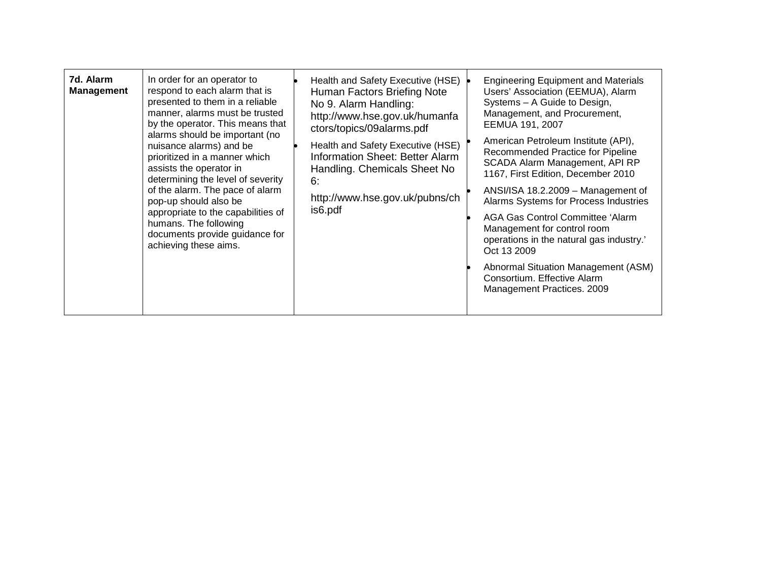| | | | |
|---|---|---|---|
| **7d. Alarm Management** | In order for an operator to respond to each alarm that is presented to them in a reliable manner, alarms must be trusted by the operator. This means that alarms should be important (no nuisance alarms) and be prioritized in a manner which assists the operator in determining the level of severity of the alarm. The pace of alarm pop-up should also be appropriate to the capabilities of humans. The following documents provide guidance for achieving these aims. | • Health and Safety Executive (HSE) Human Factors Briefing Note No 9. Alarm Handling: http://www.hse.gov.uk/humanfactors/topics/09alarms.pdf <br> • Health and Safety Executive (HSE) Information Sheet: Better Alarm Handling. Chemicals Sheet No 6: <br> http://www.hse.gov.uk/pubns/chis6.pdf | • Engineering Equipment and Materials Users' Association (EEMUA), Alarm Systems – A Guide to Design, Management, and Procurement, EEMUA 191, 2007 <br> • American Petroleum Institute (API), Recommended Practice for Pipeline SCADA Alarm Management, API RP 1167, First Edition, December 2010 <br> • ANSI/ISA 18.2.2009 – Management of Alarms Systems for Process Industries <br> • AGA Gas Control Committee 'Alarm Management for control room operations in the natural gas industry.' Oct 13 2009 <br> • Abnormal Situation Management (ASM) Consortium. Effective Alarm Management Practices. 2009 |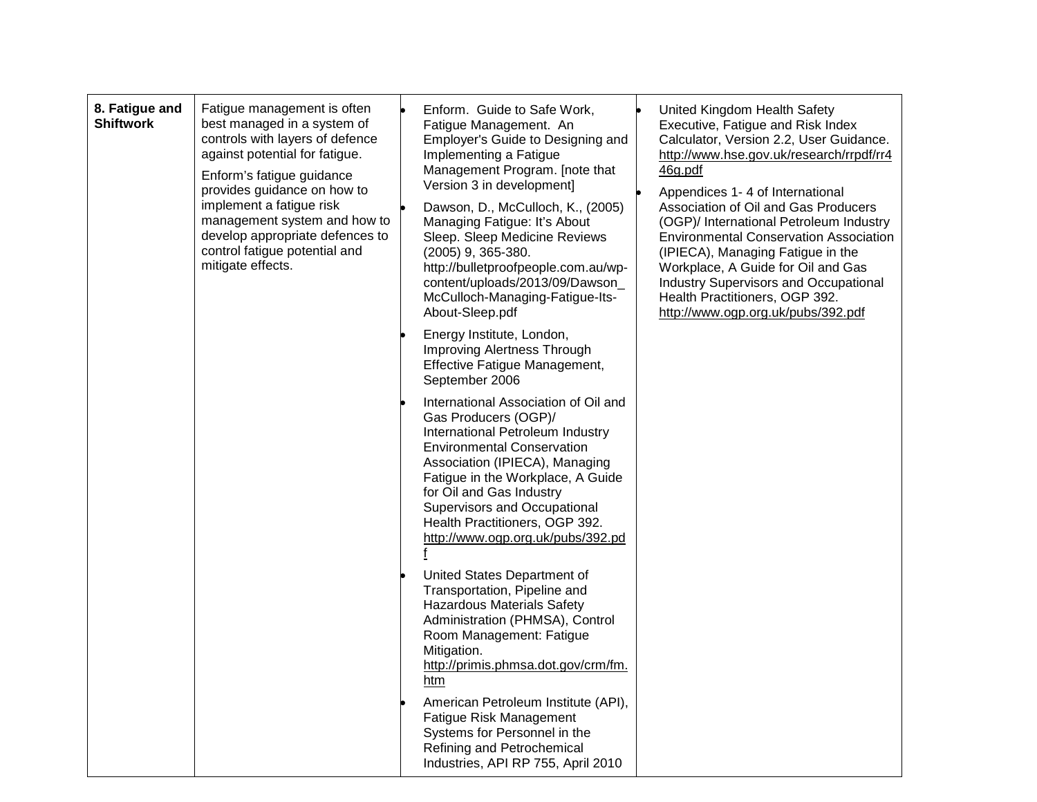| 8. Fatigue and Shiftwork | Fatigue management is often best managed in a system of controls with layers of defence against potential for fatigue.<br><br>Enform's fatigue guidance provides guidance on how to implement a fatigue risk management system and how to develop appropriate defences to control fatigue potential and mitigate effects. | • Enform. Guide to Safe Work, Fatigue Management. An Employer's Guide to Designing and Implementing a Fatigue Management Program. [note that Version 3 in development]<br><br>• Dawson, D., McCulloch, K., (2005) Managing Fatigue: It's About Sleep. Sleep Medicine Reviews (2005) 9, 365-380. http://bulletproofpeople.com.au/wp-content/uploads/2013/09/Dawson_McCulloch-Managing-Fatigue-Its-About-Sleep.pdf<br><br>• Energy Institute, London, Improving Alertness Through Effective Fatigue Management, September 2006<br><br>• International Association of Oil and Gas Producers (OGP)/ International Petroleum Industry Environmental Conservation Association (IPIECA), Managing Fatigue in the Workplace, A Guide for Oil and Gas Industry Supervisors and Occupational Health Practitioners, OGP 392. http://www.ogp.org.uk/pubs/392.pdf<br><br>• United States Department of Transportation, Pipeline and Hazardous Materials Safety Administration (PHMSA), Control Room Management: Fatigue Mitigation. http://primis.phmsa.dot.gov/crm/fm.htm<br><br>• American Petroleum Institute (API), Fatigue Risk Management Systems for Personnel in the Refining and Petrochemical Industries, API RP 755, April 2010 | • United Kingdom Health Safety Executive, Fatigue and Risk Index Calculator, Version 2.2, User Guidance. http://www.hse.gov.uk/research/rrpdf/rr446g.pdf<br><br>• Appendices 1- 4 of International Association of Oil and Gas Producers (OGP)/ International Petroleum Industry Environmental Conservation Association (IPIECA), Managing Fatigue in the Workplace, A Guide for Oil and Gas Industry Supervisors and Occupational Health Practitioners, OGP 392. http://www.ogp.org.uk/pubs/392.pdf |
|---|---|---|---|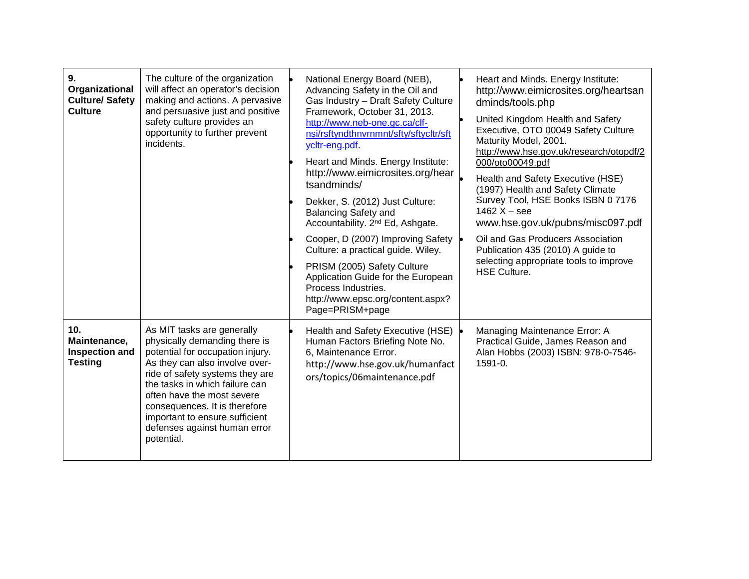| | | | |
|---|---|---|---|
| **9. Organizational Culture/ Safety Culture** | The culture of the organization will affect an operator's decision making and actions. A pervasive and persuasive just and positive safety culture provides an opportunity to further prevent incidents. | • National Energy Board (NEB), Advancing Safety in the Oil and Gas Industry – Draft Safety Culture Framework, October 31, 2013. [http://www.neb-one.gc.ca/clf-nsi/rsftyndthnvrnmnt/sfty/sftycltr/sftycltr-eng.pdf](http://www.neb-one.gc.ca/clf-nsi/rsftyndthnvrnmnt/sfty/sftycltr/sftycltr-eng.pdf).<br>• Heart and Minds. Energy Institute: http://www.eimicrosites.org/heartsandminds/<br>• Dekker, S. (2012) Just Culture: Balancing Safety and Accountability. 2nd Ed, Ashgate.<br>• Cooper, D (2007) Improving Safety Culture: a practical guide. Wiley.<br>• PRISM (2005) Safety Culture Application Guide for the European Process Industries. http://www.epsc.org/content.aspx?Page=PRISM+page | • Heart and Minds. Energy Institute: http://www.eimicrosites.org/heartsandminds/tools.php<br>• United Kingdom Health and Safety Executive, OTO 00049 Safety Culture Maturity Model, 2001. http://www.hse.gov.uk/research/otopdf/2000/oto00049.pdf<br>• Health and Safety Executive (HSE) (1997) Health and Safety Climate Survey Tool, HSE Books ISBN 0 7176 1462 X – see www.hse.gov.uk/pubns/misc097.pdf<br>• Oil and Gas Producers Association Publication 435 (2010) A guide to selecting appropriate tools to improve HSE Culture. |
| **10. Maintenance, Inspection and Testing** | As MIT tasks are generally physically demanding there is potential for occupation injury. As they can also involve over-ride of safety systems they are the tasks in which failure can often have the most severe consequences. It is therefore important to ensure sufficient defenses against human error potential. | • Health and Safety Executive (HSE) Human Factors Briefing Note No. 6, Maintenance Error. http://www.hse.gov.uk/humanfactors/topics/06maintenance.pdf | • Managing Maintenance Error: A Practical Guide, James Reason and Alan Hobbs (2003) ISBN: 978-0-7546-1591-0. |